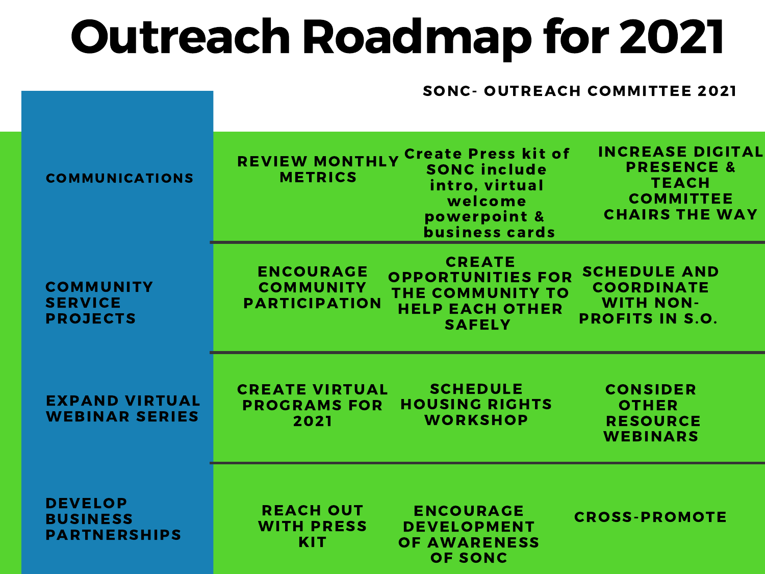# Outreach Roadmap for 2021

SONC- OUTREACH COMMITTEE 2021

| | | | |
|---|---|---|---|
| COMMUNICATIONS | REVIEW MONTHLY METRICS | Create Press kit of SONC include intro, virtual welcome powerpoint & business cards | INCREASE DIGITAL PRESENCE & TEACH COMMITTEE CHAIRS THE WAY |
| COMMUNITY SERVICE PROJECTS | ENCOURAGE COMMUNITY PARTICIPATION | CREATE OPPORTUNITIES FOR THE COMMUNITY TO HELP EACH OTHER SAFELY | SCHEDULE AND COORDINATE WITH NON-PROFITS IN S.O. |
| EXPAND VIRTUAL WEBINAR SERIES | CREATE VIRTUAL PROGRAMS FOR 2021 | SCHEDULE HOUSING RIGHTS WORKSHOP | CONSIDER OTHER RESOURCE WEBINARS |
| DEVELOP BUSINESS PARTNERSHIPS | REACH OUT WITH PRESS KIT | ENCOURAGE DEVELOPMENT OF AWARENESS OF SONC | CROSS-PROMOTE |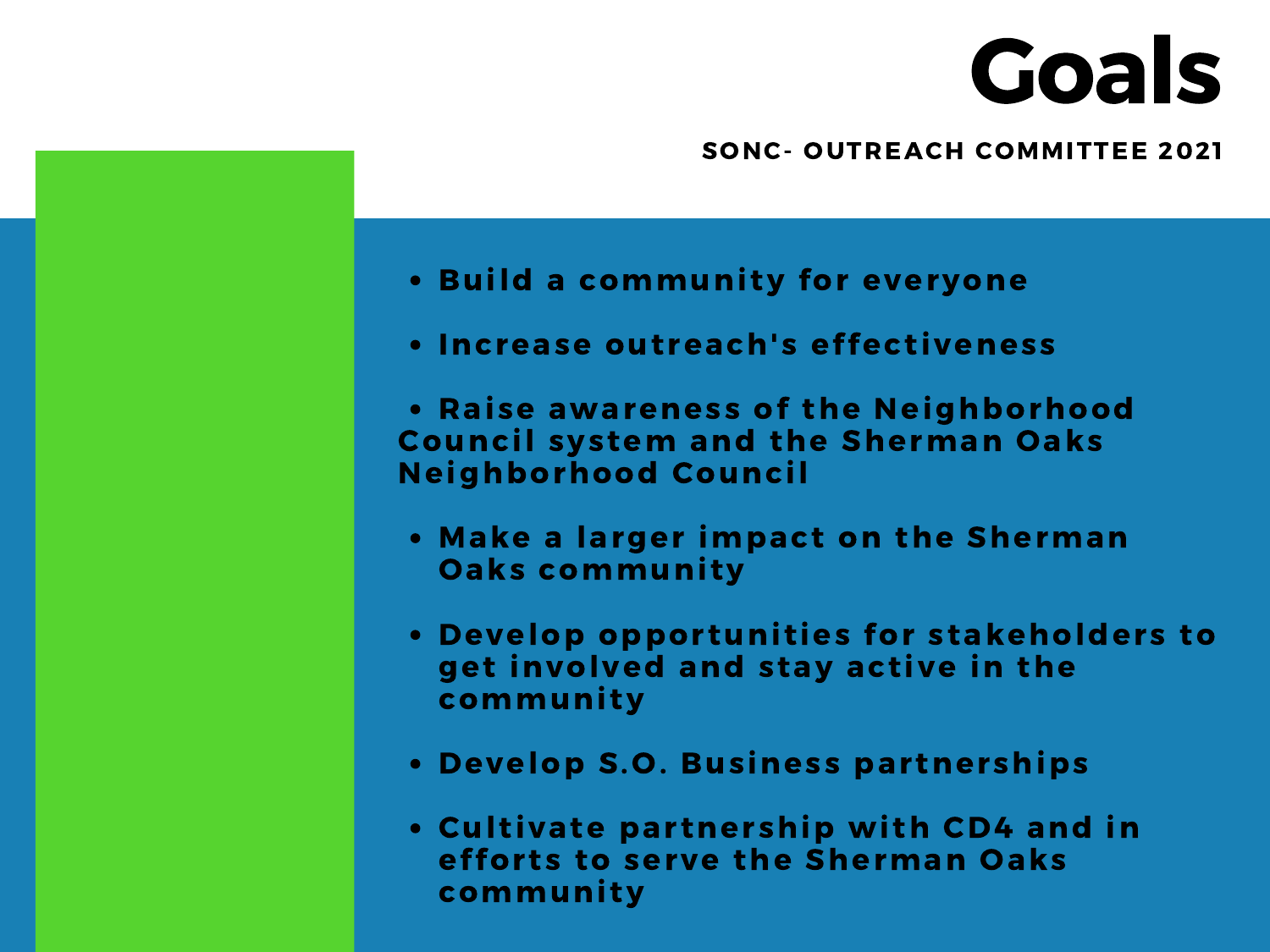# Goals

**SONC- OUTREACH COMMITTEE 2021**

- **Build a community for everyone**
- **Increase outreach's effectiveness**
- **Raise awareness of the Neighborhood Council system and the Sherman Oaks Neighborhood Council**
- **Make a larger impact on the Sherman Oaks community**
- **Develop opportunities for stakeholders to get involved and stay active in the community**
- **Develop S.O. Business partnerships**
- **Cultivate partnership with CD4 and in efforts to serve the Sherman Oaks community**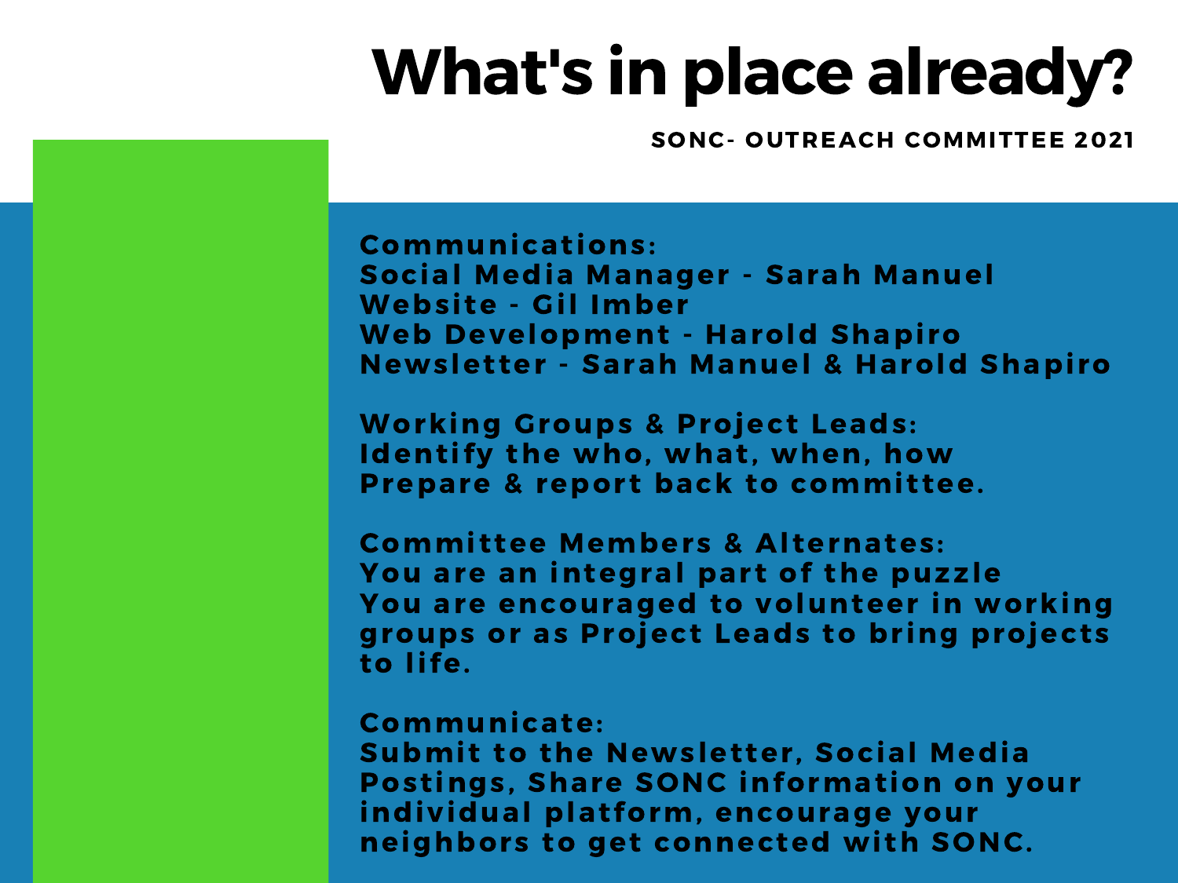# What's in place already?

**SONC- OUTREACH COMMITTEE 2021**

**Communications:**
Social Media Manager - Sarah Manuel
Website - Gil Imber
Web Development - Harold Shapiro
Newsletter - Sarah Manuel & Harold Shapiro

**Working Groups & Project Leads:**
Identify the who, what, when, how
Prepare & report back to committee.

**Committee Members & Alternates:**
You are an integral part of the puzzle
You are encouraged to volunteer in working groups or as Project Leads to bring projects to life.

**Communicate:**
Submit to the Newsletter, Social Media Postings, Share SONC information on your individual platform, encourage your neighbors to get connected with SONC.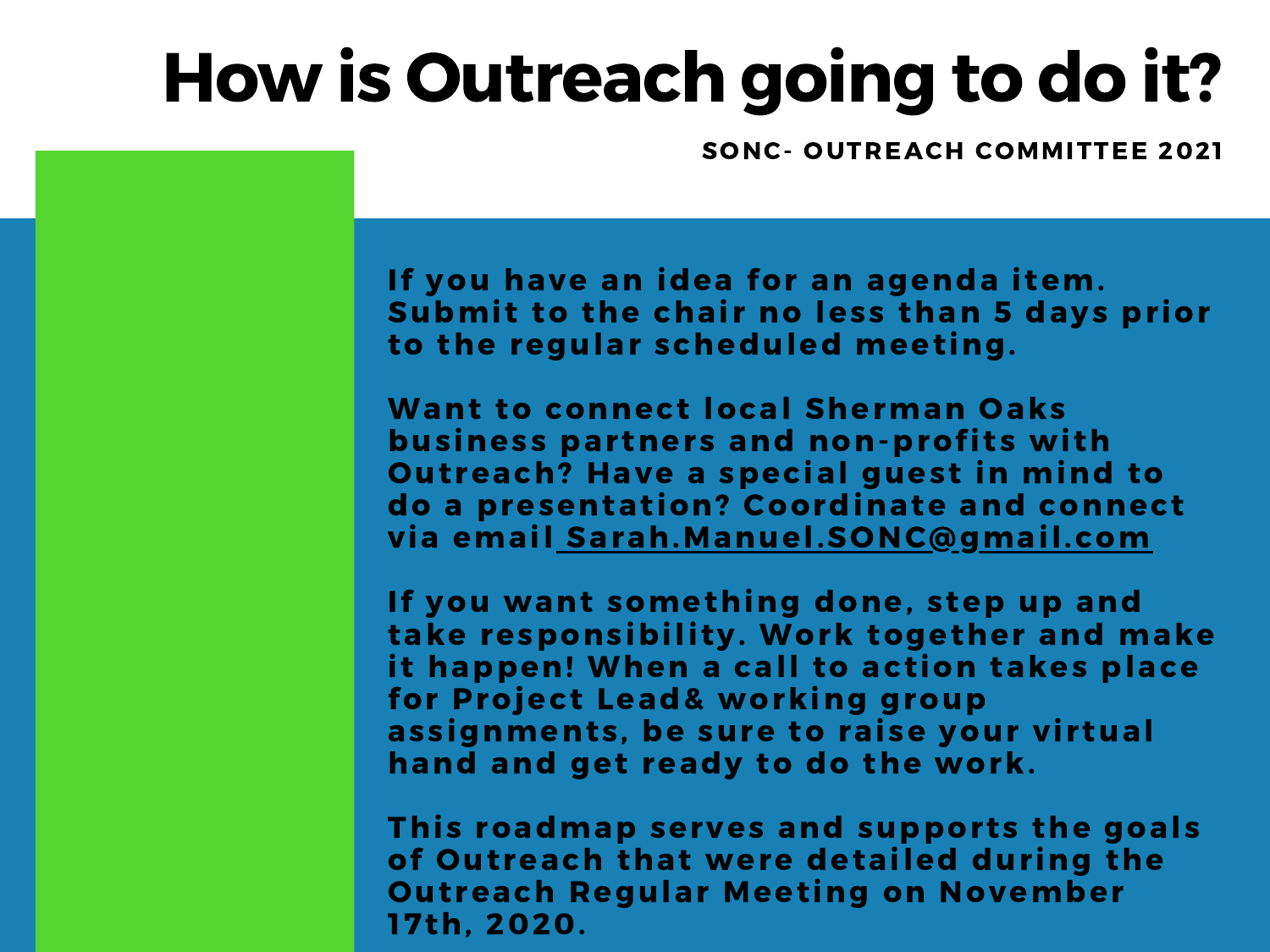# How is Outreach going to do it?

**SONC- OUTREACH COMMITTEE 2021**

**If you have an idea for an agenda item. Submit to the chair no less than 5 days prior to the regular scheduled meeting.**

**Want to connect local Sherman Oaks business partners and non-profits with Outreach? Have a special guest in mind to do a presentation? Coordinate and connect via email Sarah.Manuel.SONC@gmail.com**

**If you want something done, step up and take responsibility. Work together and make it happen! When a call to action takes place for Project Lead& working group assignments, be sure to raise your virtual hand and get ready to do the work.**

**This roadmap serves and supports the goals of Outreach that were detailed during the Outreach Regular Meeting on November 17th, 2020.**